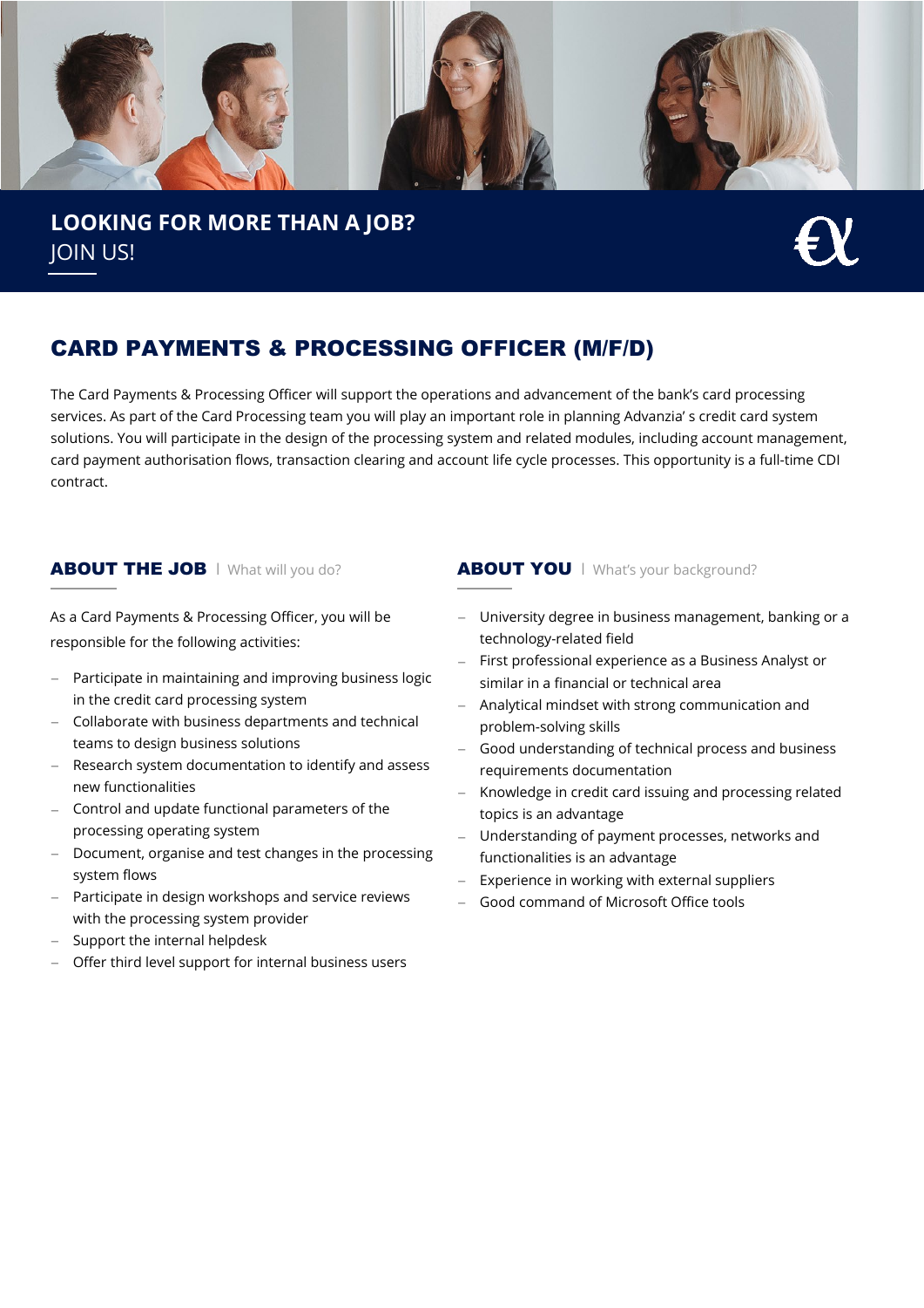**LOOKING FOR MORE THAN A JOB?**
JOIN US!

# CARD PAYMENTS & PROCESSING OFFICER (M/F/D)

The Card Payments & Processing Officer will support the operations and advancement of the bank's card processing services. As part of the Card Processing team you will play an important role in planning Advanzia' s credit card system solutions. You will participate in the design of the processing system and related modules, including account management, card payment authorisation flows, transaction clearing and account life cycle processes. This opportunity is a full-time CDI contract.

## ABOUT THE JOB | What will you do?

As a Card Payments & Processing Officer, you will be responsible for the following activities:

- Participate in maintaining and improving business logic in the credit card processing system
- Collaborate with business departments and technical teams to design business solutions
- Research system documentation to identify and assess new functionalities
- Control and update functional parameters of the processing operating system
- Document, organise and test changes in the processing system flows
- Participate in design workshops and service reviews with the processing system provider
- Support the internal helpdesk
- Offer third level support for internal business users

## ABOUT YOU | What's your background?

- University degree in business management, banking or a technology-related field
- First professional experience as a Business Analyst or similar in a financial or technical area
- Analytical mindset with strong communication and problem-solving skills
- Good understanding of technical process and business requirements documentation
- Knowledge in credit card issuing and processing related topics is an advantage
- Understanding of payment processes, networks and functionalities is an advantage
- Experience in working with external suppliers
- Good command of Microsoft Office tools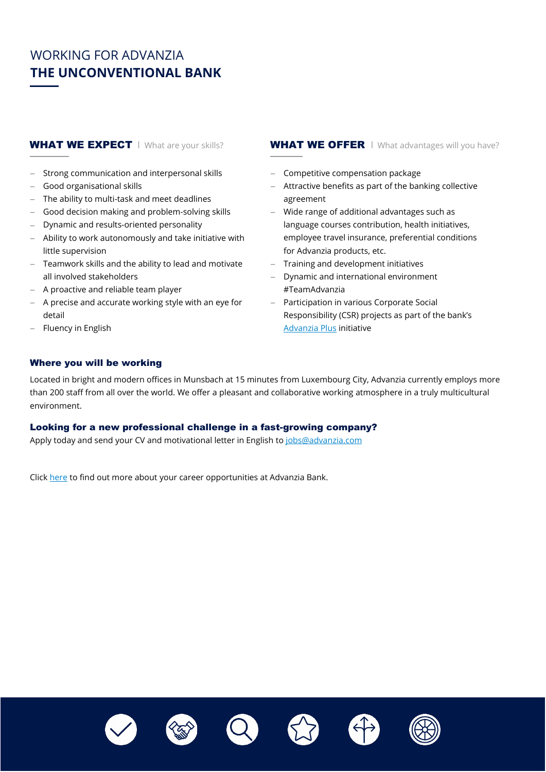# WORKING FOR ADVANZIA
# THE UNCONVENTIONAL BANK

## WHAT WE EXPECT | What are your skills?

- Strong communication and interpersonal skills
- Good organisational skills
- The ability to multi-task and meet deadlines
- Good decision making and problem-solving skills
- Dynamic and results-oriented personality
- Ability to work autonomously and take initiative with little supervision
- Teamwork skills and the ability to lead and motivate all involved stakeholders
- A proactive and reliable team player
- A precise and accurate working style with an eye for detail
- Fluency in English

## WHAT WE OFFER | What advantages will you have?

- Competitive compensation package
- Attractive benefits as part of the banking collective agreement
- Wide range of additional advantages such as language courses contribution, health initiatives, employee travel insurance, preferential conditions for Advanzia products, etc.
- Training and development initiatives
- Dynamic and international environment #TeamAdvanzia
- Participation in various Corporate Social Responsibility (CSR) projects as part of the bank's Advanzia Plus initiative

### Where you will be working

Located in bright and modern offices in Munsbach at 15 minutes from Luxembourg City, Advanzia currently employs more than 200 staff from all over the world. We offer a pleasant and collaborative working atmosphere in a truly multicultural environment.

### Looking for a new professional challenge in a fast-growing company?

Apply today and send your CV and motivational letter in English to jobs@advanzia.com

Click here to find out more about your career opportunities at Advanzia Bank.